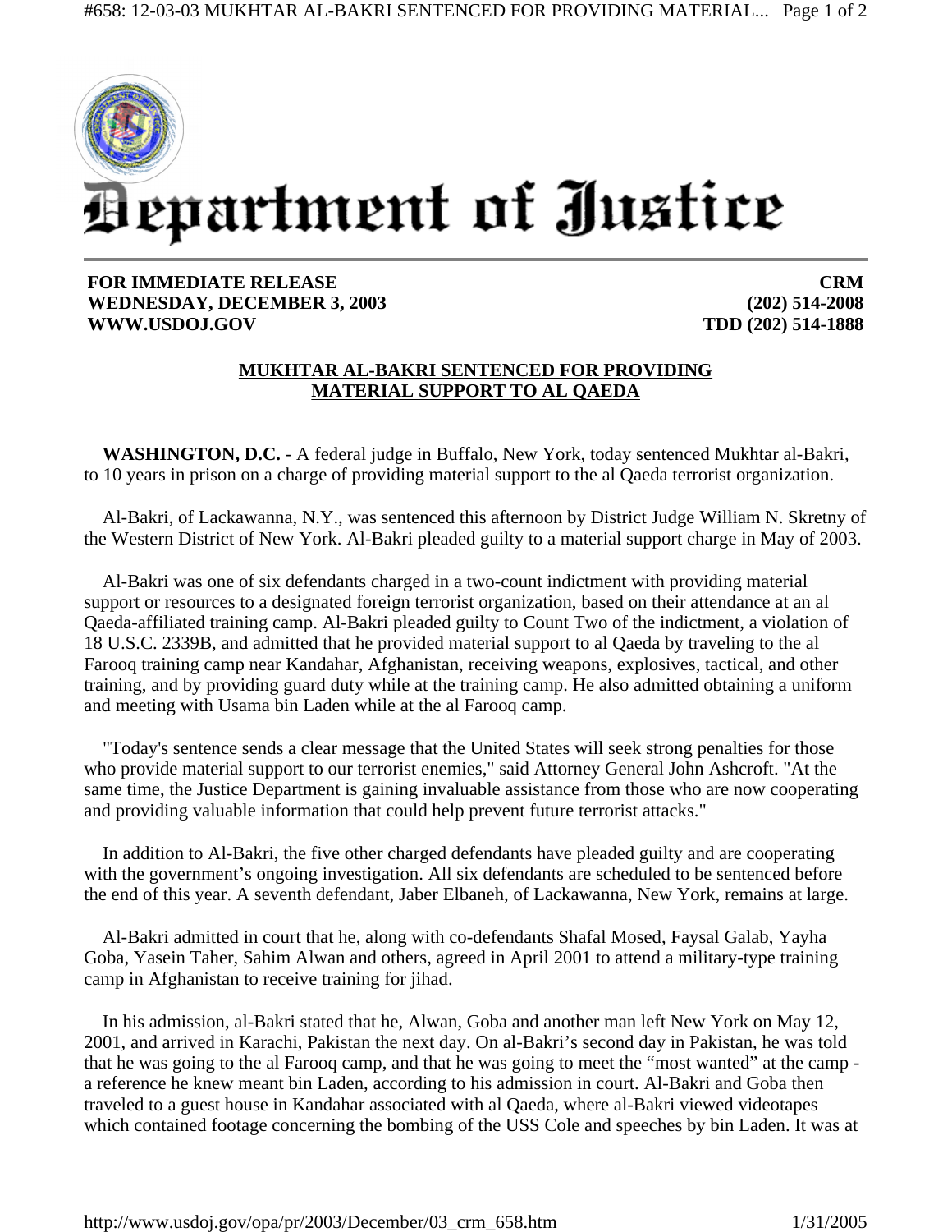# Department of Justice

**FOR IMMEDIATE RELEASE**
**WEDNESDAY, DECEMBER 3, 2003**
**WWW.USDOJ.GOV**

**CRM**
**(202) 514-2008**
**TDD (202) 514-1888**

## MUKHTAR AL-BAKRI SENTENCED FOR PROVIDING MATERIAL SUPPORT TO AL QAEDA

**WASHINGTON, D.C.** - A federal judge in Buffalo, New York, today sentenced Mukhtar al-Bakri, to 10 years in prison on a charge of providing material support to the al Qaeda terrorist organization.

Al-Bakri, of Lackawanna, N.Y., was sentenced this afternoon by District Judge William N. Skretny of the Western District of New York. Al-Bakri pleaded guilty to a material support charge in May of 2003.

Al-Bakri was one of six defendants charged in a two-count indictment with providing material support or resources to a designated foreign terrorist organization, based on their attendance at an al Qaeda-affiliated training camp. Al-Bakri pleaded guilty to Count Two of the indictment, a violation of 18 U.S.C. 2339B, and admitted that he provided material support to al Qaeda by traveling to the al Farooq training camp near Kandahar, Afghanistan, receiving weapons, explosives, tactical, and other training, and by providing guard duty while at the training camp. He also admitted obtaining a uniform and meeting with Usama bin Laden while at the al Farooq camp.

"Today's sentence sends a clear message that the United States will seek strong penalties for those who provide material support to our terrorist enemies," said Attorney General John Ashcroft. "At the same time, the Justice Department is gaining invaluable assistance from those who are now cooperating and providing valuable information that could help prevent future terrorist attacks."

In addition to Al-Bakri, the five other charged defendants have pleaded guilty and are cooperating with the government's ongoing investigation. All six defendants are scheduled to be sentenced before the end of this year. A seventh defendant, Jaber Elbaneh, of Lackawanna, New York, remains at large.

Al-Bakri admitted in court that he, along with co-defendants Shafal Mosed, Faysal Galab, Yayha Goba, Yasein Taher, Sahim Alwan and others, agreed in April 2001 to attend a military-type training camp in Afghanistan to receive training for jihad.

In his admission, al-Bakri stated that he, Alwan, Goba and another man left New York on May 12, 2001, and arrived in Karachi, Pakistan the next day. On al-Bakri's second day in Pakistan, he was told that he was going to the al Farooq camp, and that he was going to meet the "most wanted" at the camp - a reference he knew meant bin Laden, according to his admission in court. Al-Bakri and Goba then traveled to a guest house in Kandahar associated with al Qaeda, where al-Bakri viewed videotapes which contained footage concerning the bombing of the USS Cole and speeches by bin Laden. It was at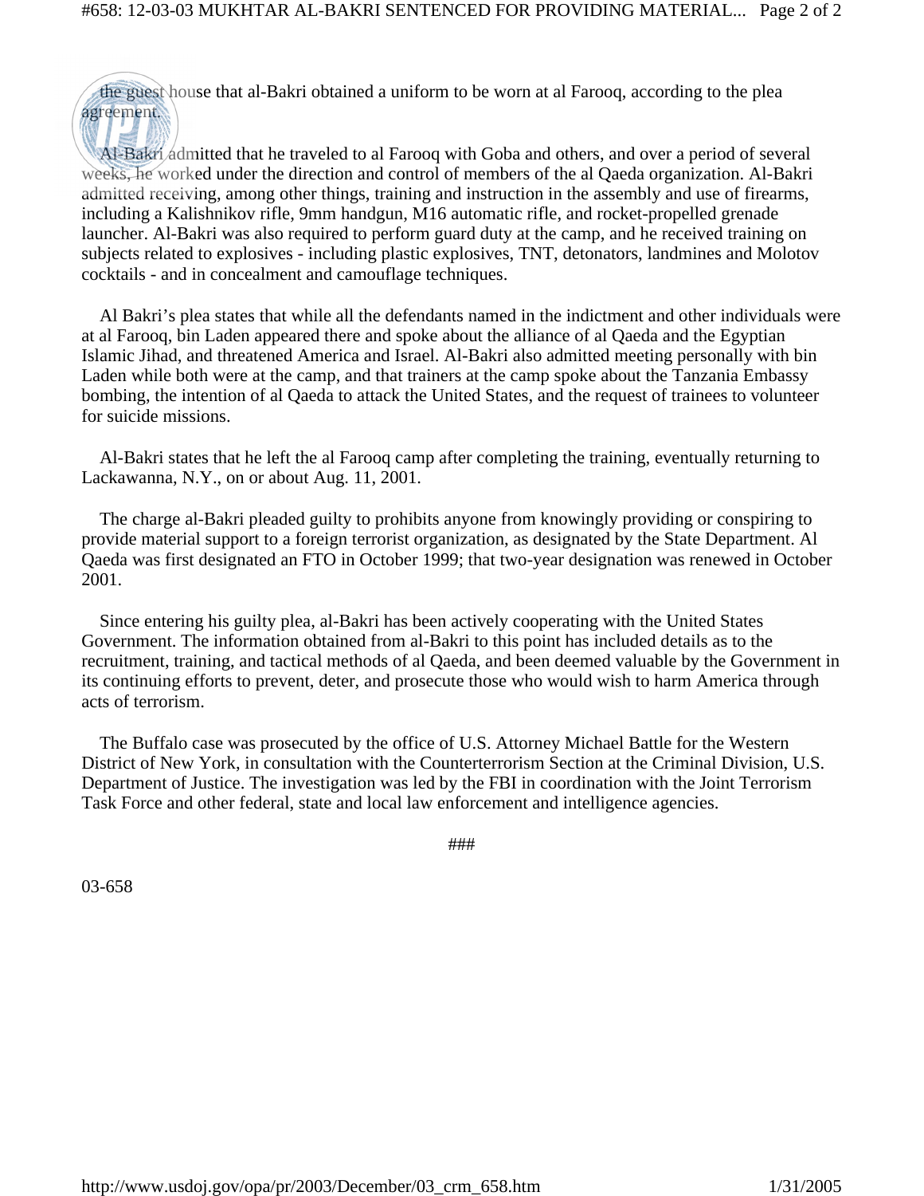the guest house that al-Bakri obtained a uniform to be worn at al Farooq, according to the plea agreement.

Al-Bakri admitted that he traveled to al Farooq with Goba and others, and over a period of several weeks, he worked under the direction and control of members of the al Qaeda organization. Al-Bakri admitted receiving, among other things, training and instruction in the assembly and use of firearms, including a Kalishnikov rifle, 9mm handgun, M16 automatic rifle, and rocket-propelled grenade launcher. Al-Bakri was also required to perform guard duty at the camp, and he received training on subjects related to explosives - including plastic explosives, TNT, detonators, landmines and Molotov cocktails - and in concealment and camouflage techniques.

Al Bakri's plea states that while all the defendants named in the indictment and other individuals were at al Farooq, bin Laden appeared there and spoke about the alliance of al Qaeda and the Egyptian Islamic Jihad, and threatened America and Israel. Al-Bakri also admitted meeting personally with bin Laden while both were at the camp, and that trainers at the camp spoke about the Tanzania Embassy bombing, the intention of al Qaeda to attack the United States, and the request of trainees to volunteer for suicide missions.

Al-Bakri states that he left the al Farooq camp after completing the training, eventually returning to Lackawanna, N.Y., on or about Aug. 11, 2001.

The charge al-Bakri pleaded guilty to prohibits anyone from knowingly providing or conspiring to provide material support to a foreign terrorist organization, as designated by the State Department. Al Qaeda was first designated an FTO in October 1999; that two-year designation was renewed in October 2001.

Since entering his guilty plea, al-Bakri has been actively cooperating with the United States Government. The information obtained from al-Bakri to this point has included details as to the recruitment, training, and tactical methods of al Qaeda, and been deemed valuable by the Government in its continuing efforts to prevent, deter, and prosecute those who would wish to harm America through acts of terrorism.

The Buffalo case was prosecuted by the office of U.S. Attorney Michael Battle for the Western District of New York, in consultation with the Counterterrorism Section at the Criminal Division, U.S. Department of Justice. The investigation was led by the FBI in coordination with the Joint Terrorism Task Force and other federal, state and local law enforcement and intelligence agencies.

###

03-658